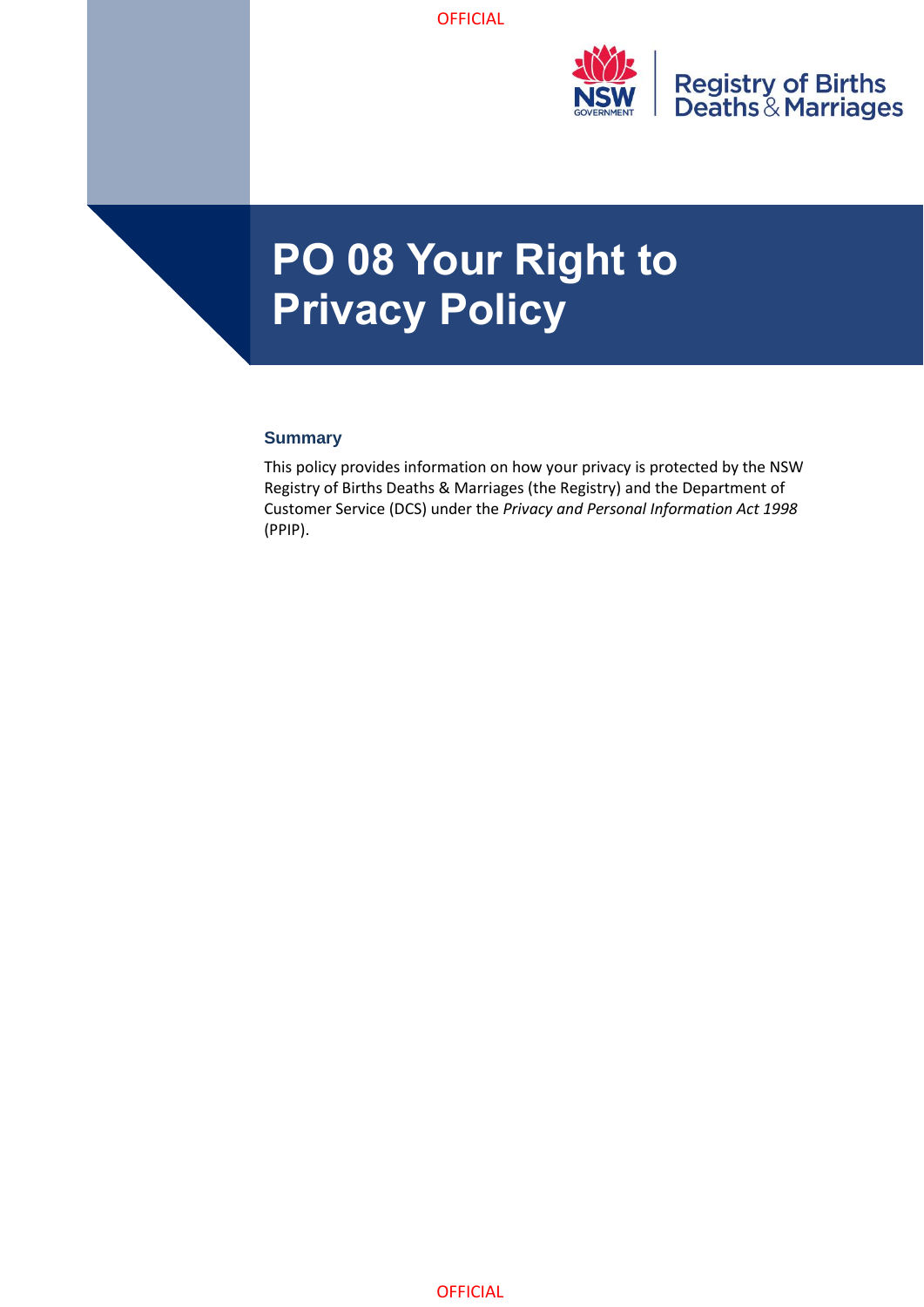# PO 08 Your Right to Privacy Policy

## Summary

This policy provides information on how your privacy is protected by the NSW Registry of Births Deaths & Marriages (the Registry) and the Department of Customer Service (DCS) under the *Privacy and Personal Information Act 1998* (PPIP).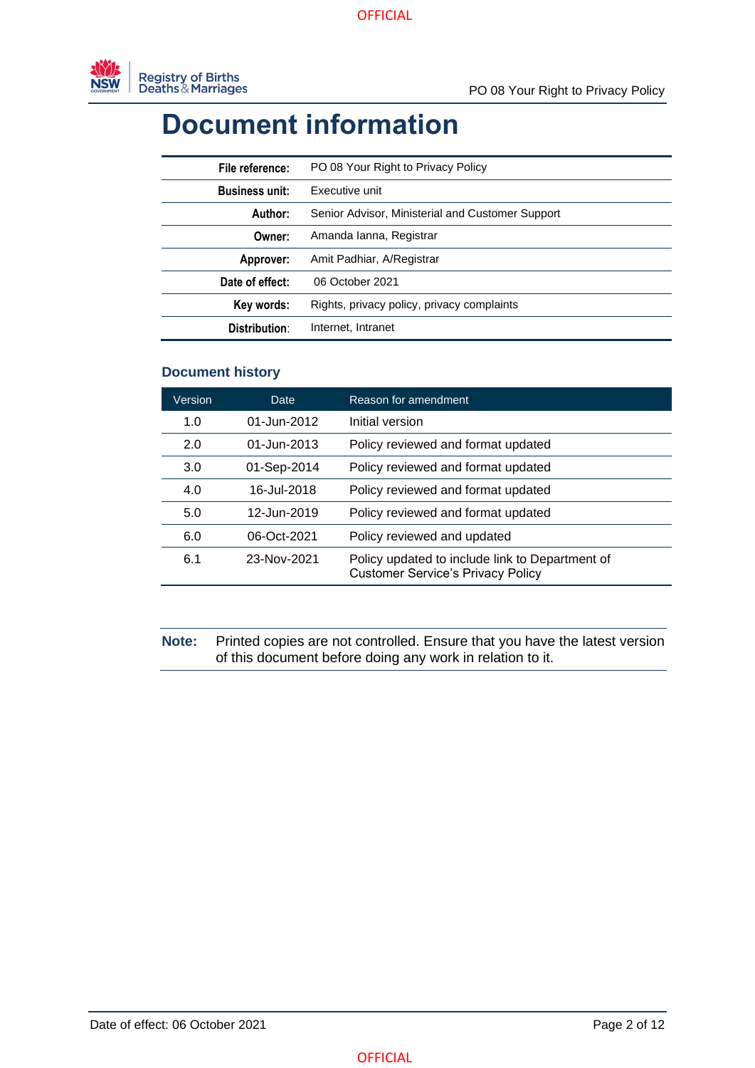# Document information

| | |
|---|---|
| **File reference:** | PO 08 Your Right to Privacy Policy |
| **Business unit:** | Executive unit |
| **Author:** | Senior Advisor, Ministerial and Customer Support |
| **Owner:** | Amanda Ianna, Registrar |
| **Approver:** | Amit Padhiar, A/Registrar |
| **Date of effect:** | 06 October 2021 |
| **Key words:** | Rights, privacy policy, privacy complaints |
| **Distribution:** | Internet, Intranet |

## Document history

| Version | Date | Reason for amendment |
|---|---|---|
| 1.0 | 01-Jun-2012 | Initial version |
| 2.0 | 01-Jun-2013 | Policy reviewed and format updated |
| 3.0 | 01-Sep-2014 | Policy reviewed and format updated |
| 4.0 | 16-Jul-2018 | Policy reviewed and format updated |
| 5.0 | 12-Jun-2019 | Policy reviewed and format updated |
| 6.0 | 06-Oct-2021 | Policy reviewed and updated |
| 6.1 | 23-Nov-2021 | Policy updated to include link to Department of Customer Service's Privacy Policy |

**Note:** Printed copies are not controlled. Ensure that you have the latest version of this document before doing any work in relation to it.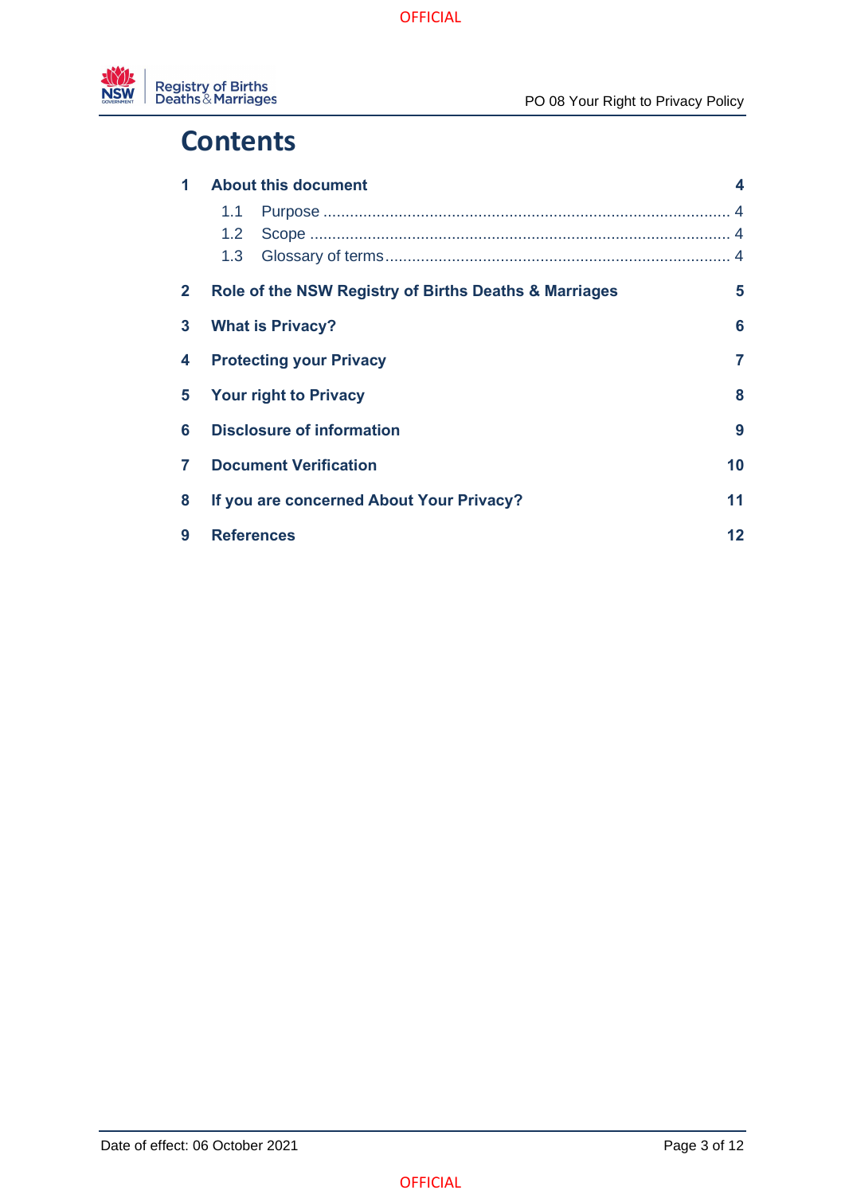# Contents

**1 About this document** **4**

- 1.1 Purpose ..... 4
- 1.2 Scope ..... 4
- 1.3 Glossary of terms ..... 4

**2 Role of the NSW Registry of Births Deaths & Marriages** **5**

**3 What is Privacy?** **6**

**4 Protecting your Privacy** **7**

**5 Your right to Privacy** **8**

**6 Disclosure of information** **9**

**7 Document Verification** **10**

**8 If you are concerned About Your Privacy?** **11**

**9 References** **12**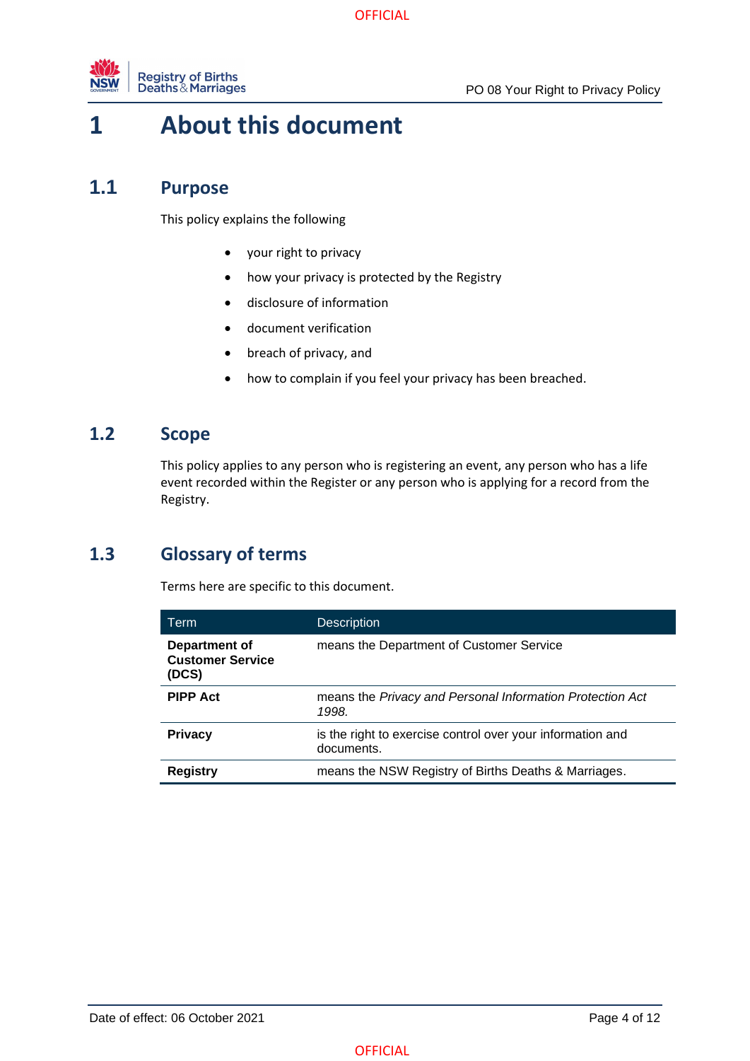# 1 About this document

## 1.1 Purpose

This policy explains the following

- your right to privacy
- how your privacy is protected by the Registry
- disclosure of information
- document verification
- breach of privacy, and
- how to complain if you feel your privacy has been breached.

## 1.2 Scope

This policy applies to any person who is registering an event, any person who has a life event recorded within the Register or any person who is applying for a record from the Registry.

## 1.3 Glossary of terms

Terms here are specific to this document.

| Term | Description |
|---|---|
| **Department of Customer Service (DCS)** | means the Department of Customer Service |
| **PIPP Act** | means the *Privacy and Personal Information Protection Act 1998.* |
| **Privacy** | is the right to exercise control over your information and documents. |
| **Registry** | means the NSW Registry of Births Deaths & Marriages. |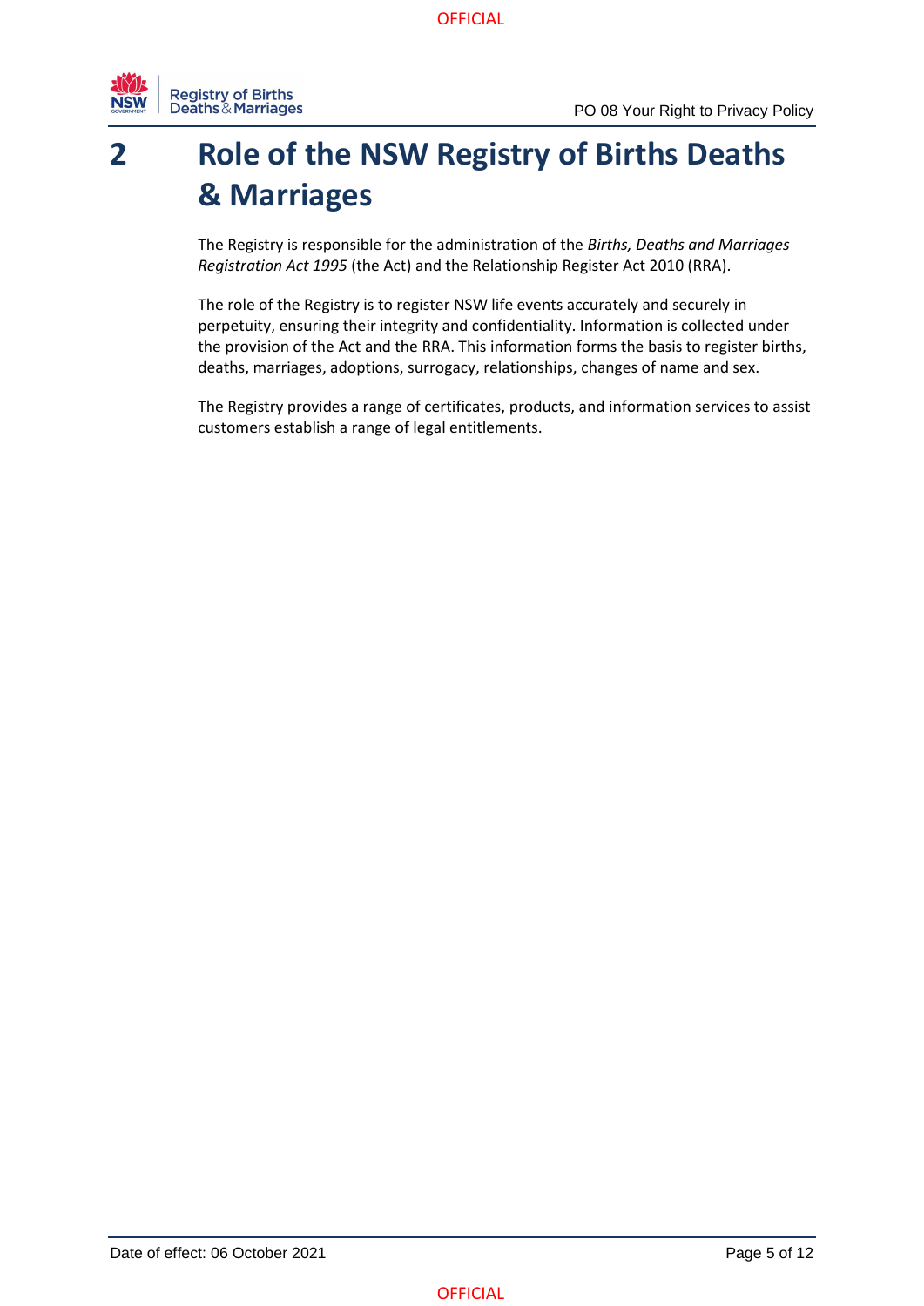# 2 Role of the NSW Registry of Births Deaths & Marriages

The Registry is responsible for the administration of the *Births, Deaths and Marriages Registration Act 1995* (the Act) and the Relationship Register Act 2010 (RRA).

The role of the Registry is to register NSW life events accurately and securely in perpetuity, ensuring their integrity and confidentiality. Information is collected under the provision of the Act and the RRA. This information forms the basis to register births, deaths, marriages, adoptions, surrogacy, relationships, changes of name and sex.

The Registry provides a range of certificates, products, and information services to assist customers establish a range of legal entitlements.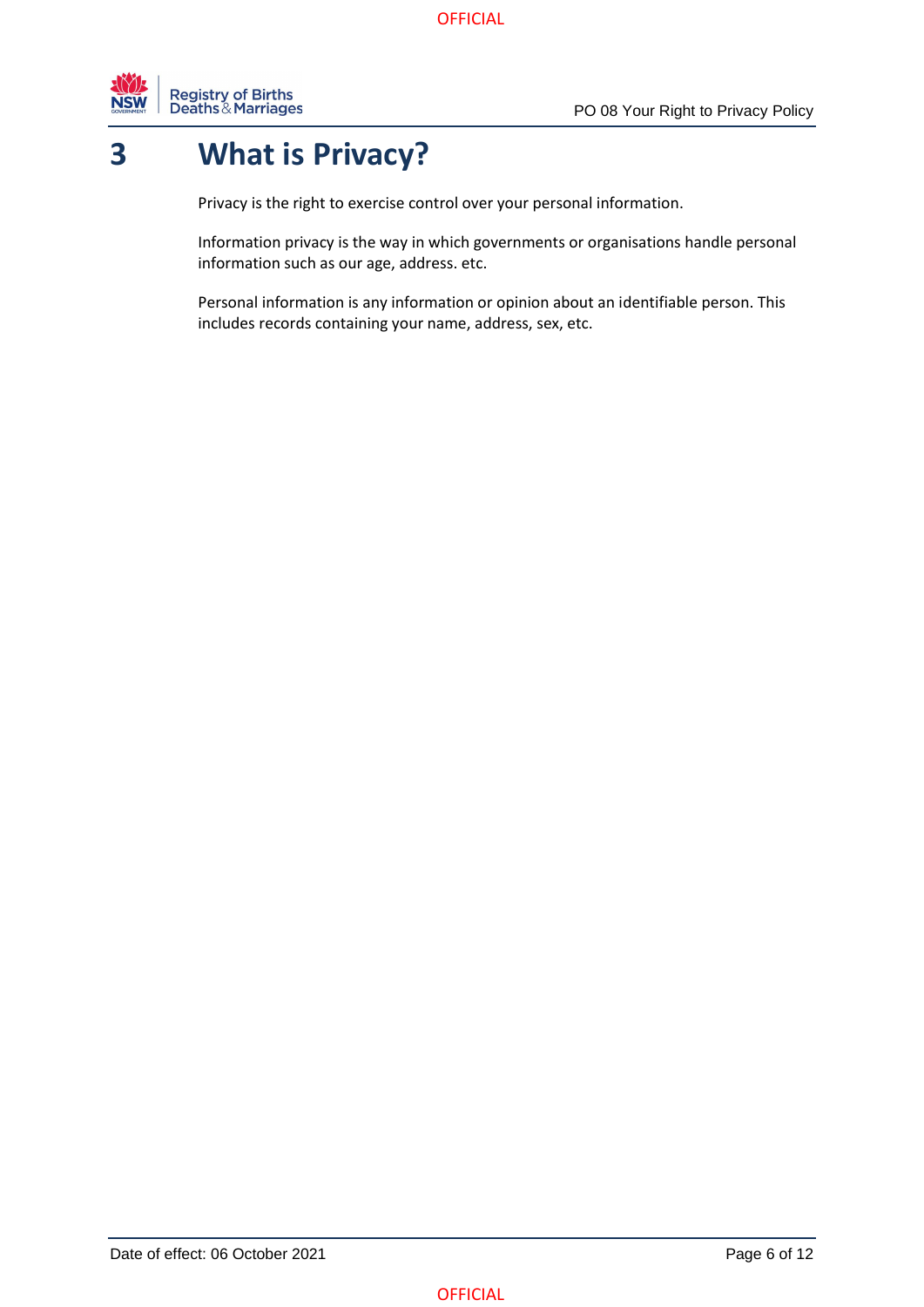# 3 What is Privacy?

Privacy is the right to exercise control over your personal information.

Information privacy is the way in which governments or organisations handle personal information such as our age, address. etc.

Personal information is any information or opinion about an identifiable person. This includes records containing your name, address, sex, etc.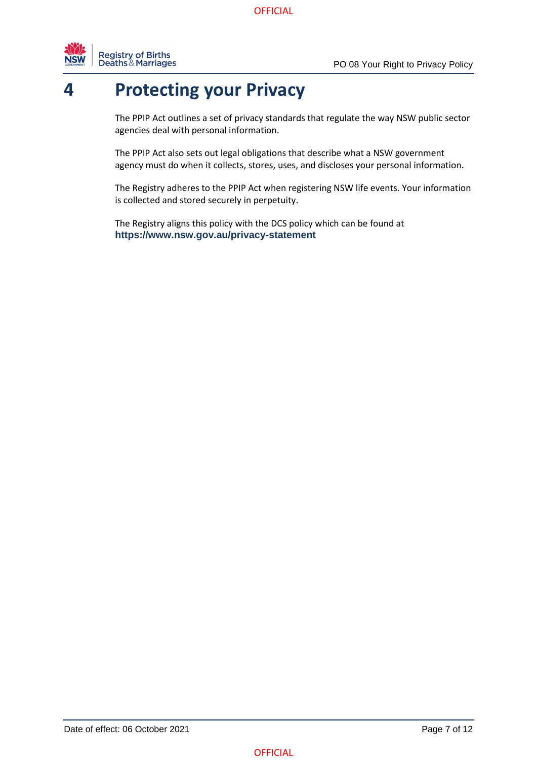# 4 Protecting your Privacy

The PPIP Act outlines a set of privacy standards that regulate the way NSW public sector agencies deal with personal information.

The PPIP Act also sets out legal obligations that describe what a NSW government agency must do when it collects, stores, uses, and discloses your personal information.

The Registry adheres to the PPIP Act when registering NSW life events. Your information is collected and stored securely in perpetuity.

The Registry aligns this policy with the DCS policy which can be found at **https://www.nsw.gov.au/privacy-statement**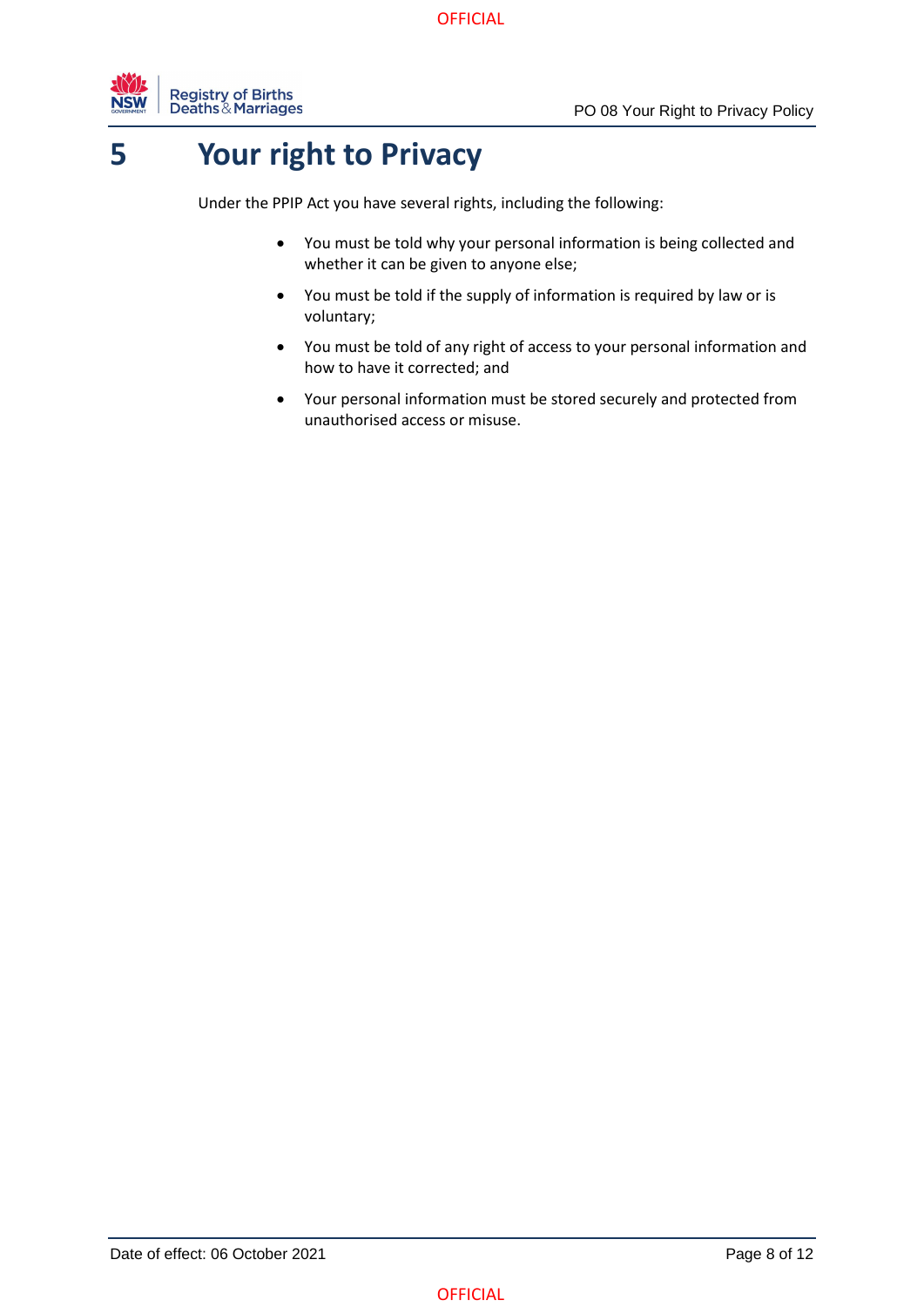# 5 Your right to Privacy

Under the PPIP Act you have several rights, including the following:

- You must be told why your personal information is being collected and whether it can be given to anyone else;
- You must be told if the supply of information is required by law or is voluntary;
- You must be told of any right of access to your personal information and how to have it corrected; and
- Your personal information must be stored securely and protected from unauthorised access or misuse.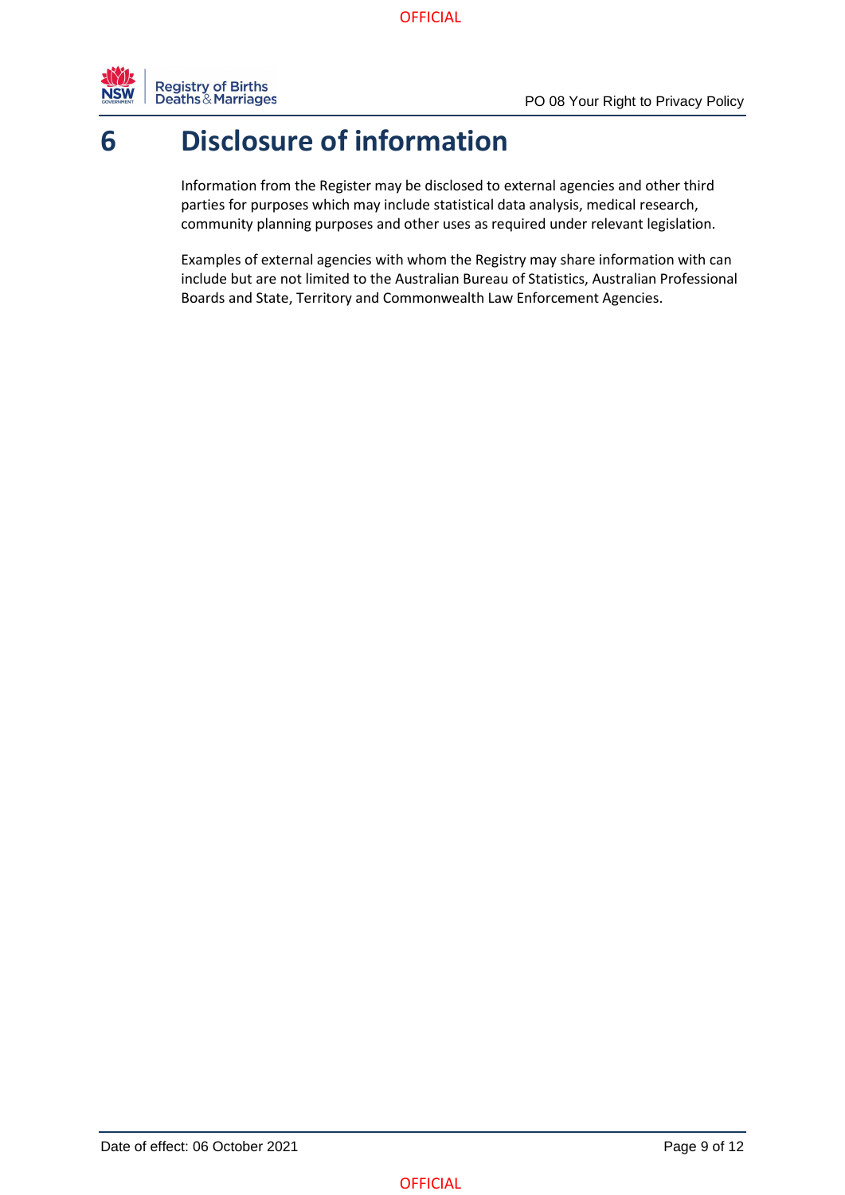# 6 Disclosure of information

Information from the Register may be disclosed to external agencies and other third parties for purposes which may include statistical data analysis, medical research, community planning purposes and other uses as required under relevant legislation.

Examples of external agencies with whom the Registry may share information with can include but are not limited to the Australian Bureau of Statistics, Australian Professional Boards and State, Territory and Commonwealth Law Enforcement Agencies.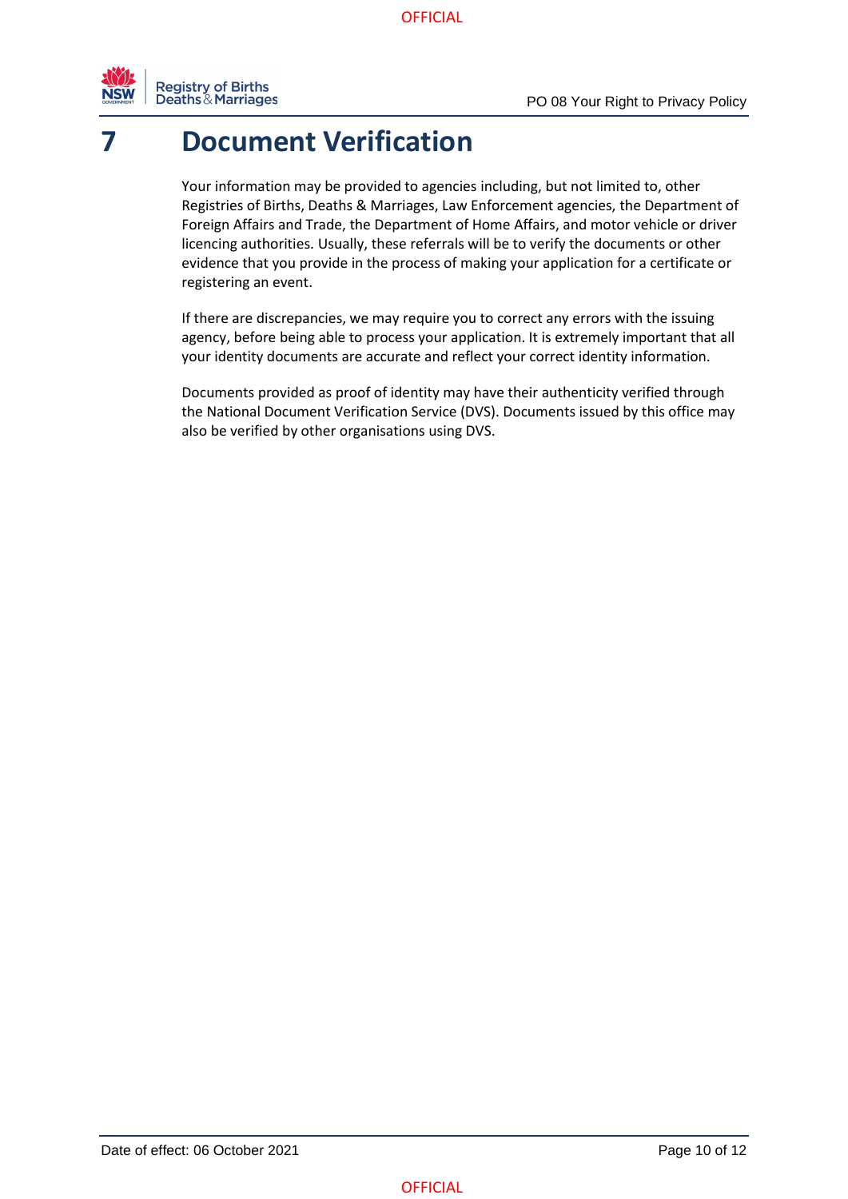# 7 Document Verification

Your information may be provided to agencies including, but not limited to, other Registries of Births, Deaths & Marriages, Law Enforcement agencies, the Department of Foreign Affairs and Trade, the Department of Home Affairs, and motor vehicle or driver licencing authorities. Usually, these referrals will be to verify the documents or other evidence that you provide in the process of making your application for a certificate or registering an event.

If there are discrepancies, we may require you to correct any errors with the issuing agency, before being able to process your application. It is extremely important that all your identity documents are accurate and reflect your correct identity information.

Documents provided as proof of identity may have their authenticity verified through the National Document Verification Service (DVS). Documents issued by this office may also be verified by other organisations using DVS.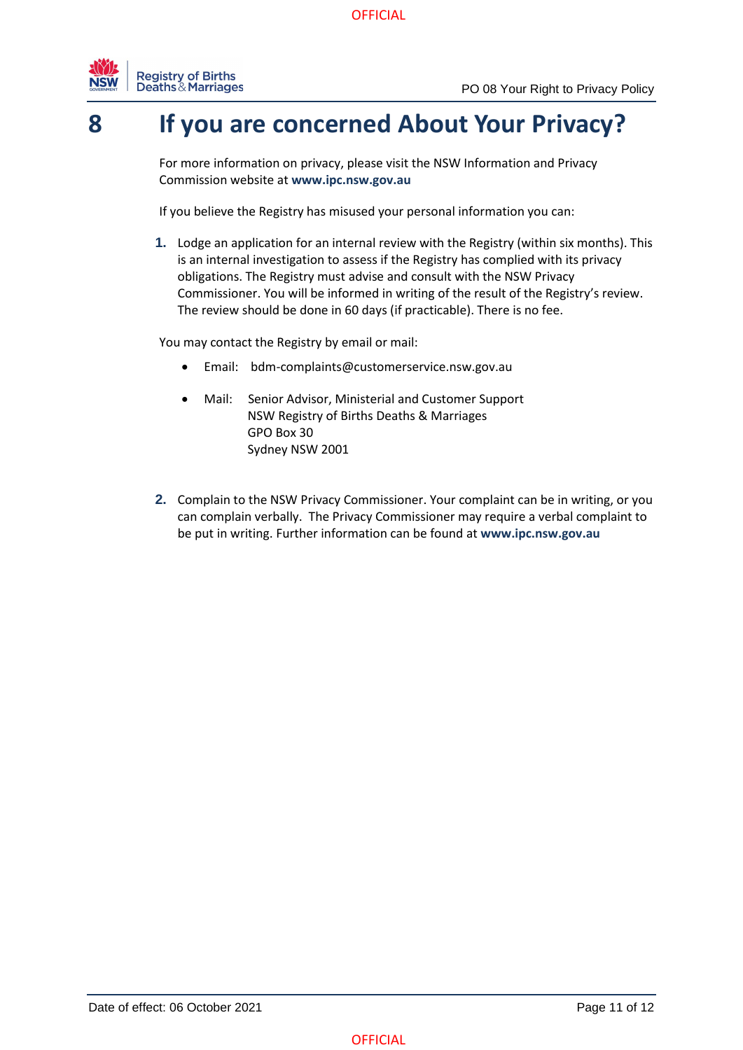# 8 If you are concerned About Your Privacy?

For more information on privacy, please visit the NSW Information and Privacy Commission website at **www.ipc.nsw.gov.au**

If you believe the Registry has misused your personal information you can:

1. Lodge an application for an internal review with the Registry (within six months). This is an internal investigation to assess if the Registry has complied with its privacy obligations. The Registry must advise and consult with the NSW Privacy Commissioner. You will be informed in writing of the result of the Registry's review. The review should be done in 60 days (if practicable). There is no fee.

You may contact the Registry by email or mail:

- Email: bdm-complaints@customerservice.nsw.gov.au
- Mail: Senior Advisor, Ministerial and Customer Support
  NSW Registry of Births Deaths & Marriages
  GPO Box 30
  Sydney NSW 2001

2. Complain to the NSW Privacy Commissioner. Your complaint can be in writing, or you can complain verbally. The Privacy Commissioner may require a verbal complaint to be put in writing. Further information can be found at **www.ipc.nsw.gov.au**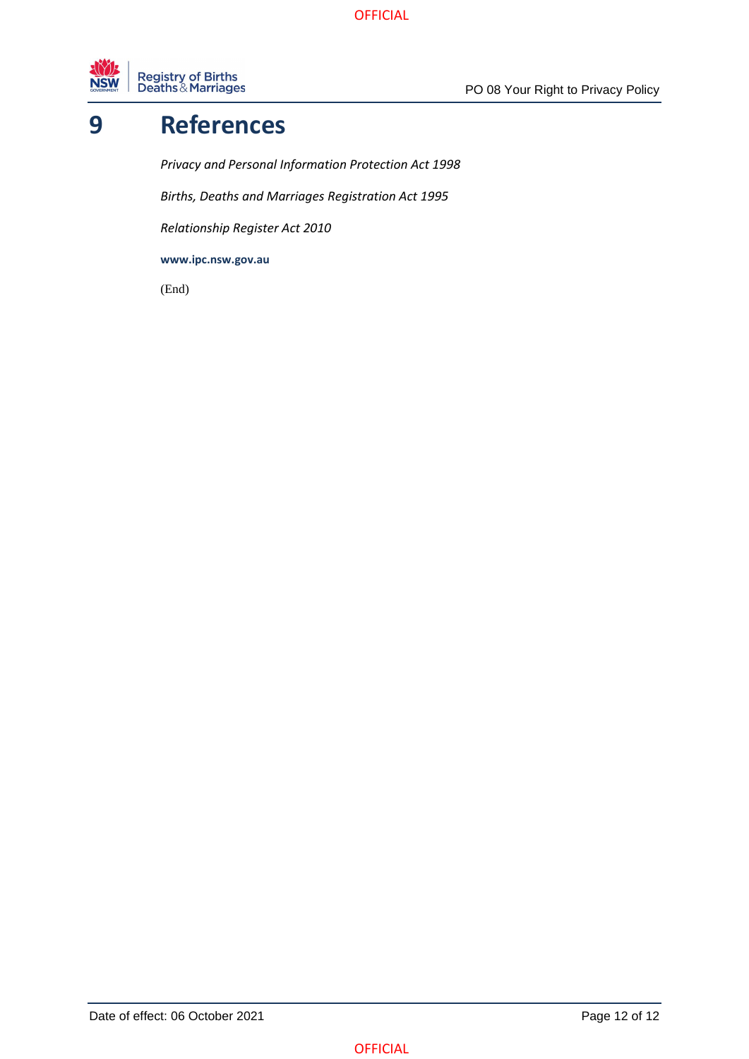# 9 References

*Privacy and Personal Information Protection Act 1998*

*Births, Deaths and Marriages Registration Act 1995*

*Relationship Register Act 2010*

**www.ipc.nsw.gov.au**

(End)